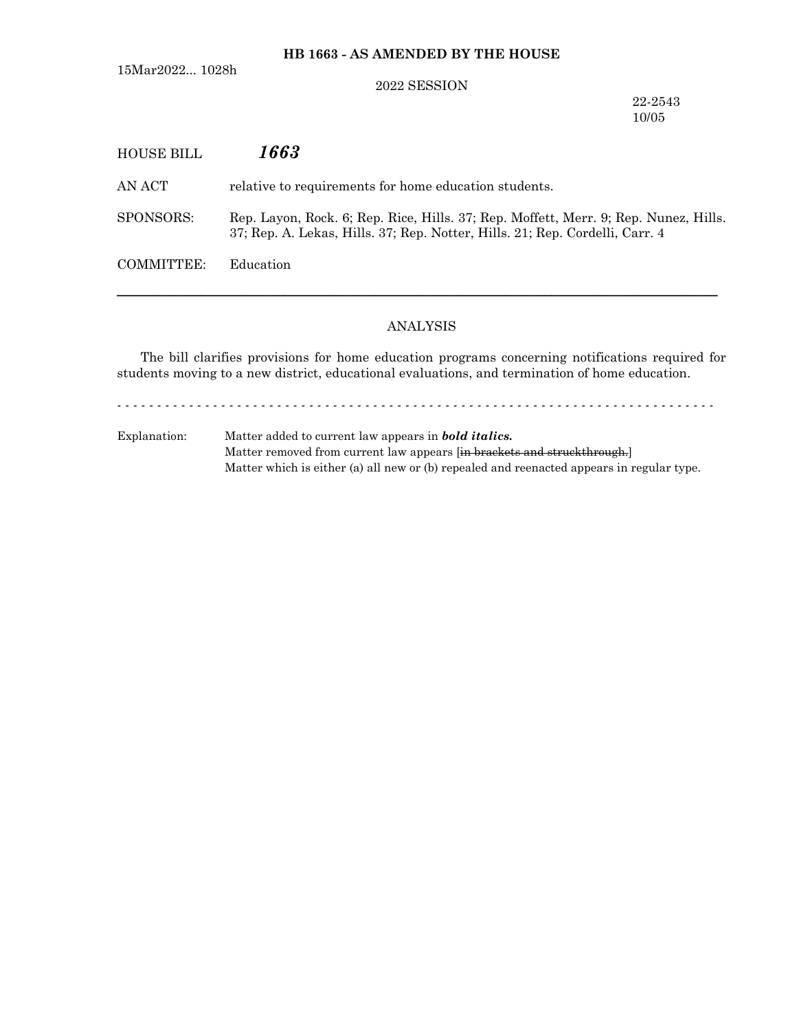**HB 1663 - AS AMENDED BY THE HOUSE**

15Mar2022... 1028h

2022 SESSION

22-2543
10/05

HOUSE BILL ***1663***

AN ACT relative to requirements for home education students.

SPONSORS: Rep. Layon, Rock. 6; Rep. Rice, Hills. 37; Rep. Moffett, Merr. 9; Rep. Nunez, Hills. 37; Rep. A. Lekas, Hills. 37; Rep. Notter, Hills. 21; Rep. Cordelli, Carr. 4

COMMITTEE: Education

---

ANALYSIS

The bill clarifies provisions for home education programs concerning notifications required for students moving to a new district, educational evaluations, and termination of home education.

- - - - - - - - - - - - - - - - - - - - - - - - - - - - - - - - - - - - - - - - - - - - - - - - - - - - - - - - - - -

Explanation: Matter added to current law appears in ***bold italics.***
Matter removed from current law appears [~~in brackets and struckthrough.~~]
Matter which is either (a) all new or (b) repealed and reenacted appears in regular type.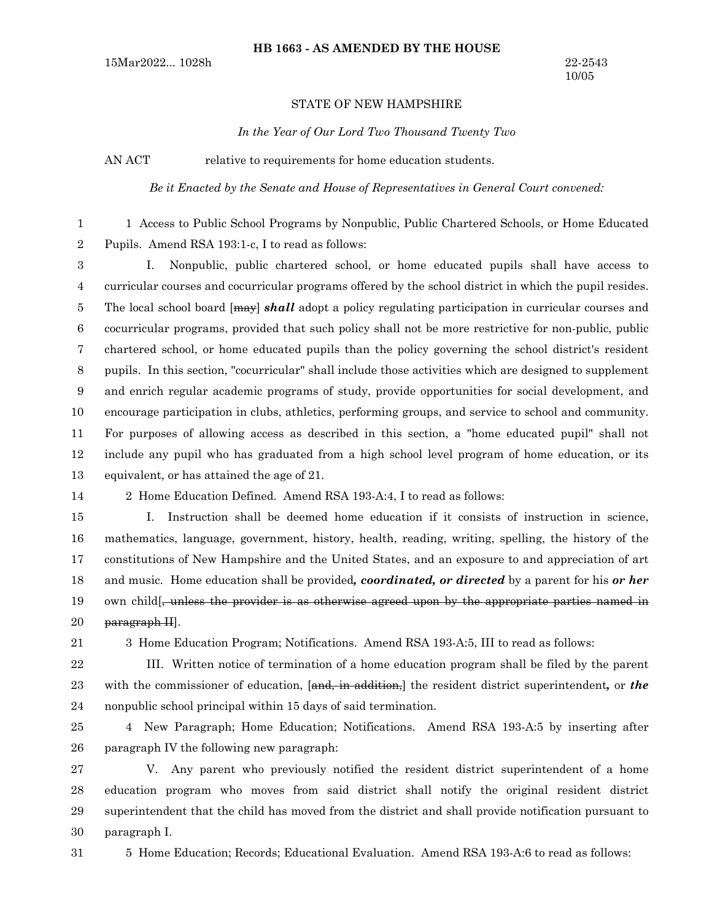**HB 1663 - AS AMENDED BY THE HOUSE**

15Mar2022... 1028h

22-2543
10/05

STATE OF NEW HAMPSHIRE

*In the Year of Our Lord Two Thousand Twenty Two*

AN ACT relative to requirements for home education students.

*Be it Enacted by the Senate and House of Representatives in General Court convened:*

1 Access to Public School Programs by Nonpublic, Public Chartered Schools, or Home Educated Pupils. Amend RSA 193:1-c, I to read as follows:

I. Nonpublic, public chartered school, or home educated pupils shall have access to curricular courses and cocurricular programs offered by the school district in which the pupil resides. The local school board [~~may~~] ***shall*** adopt a policy regulating participation in curricular courses and cocurricular programs, provided that such policy shall not be more restrictive for non-public, public chartered school, or home educated pupils than the policy governing the school district's resident pupils. In this section, "cocurricular" shall include those activities which are designed to supplement and enrich regular academic programs of study, provide opportunities for social development, and encourage participation in clubs, athletics, performing groups, and service to school and community. For purposes of allowing access as described in this section, a "home educated pupil" shall not include any pupil who has graduated from a high school level program of home education, or its equivalent, or has attained the age of 21.

2 Home Education Defined. Amend RSA 193-A:4, I to read as follows:

I. Instruction shall be deemed home education if it consists of instruction in science, mathematics, language, government, history, health, reading, writing, spelling, the history of the constitutions of New Hampshire and the United States, and an exposure to and appreciation of art and music. Home education shall be provided***, coordinated, or directed*** by a parent for his ***or her*** own child[~~, unless the provider is as otherwise agreed upon by the appropriate parties named in paragraph II~~].

3 Home Education Program; Notifications. Amend RSA 193-A:5, III to read as follows:

III. Written notice of termination of a home education program shall be filed by the parent with the commissioner of education, [~~and, in addition,~~] the resident district superintendent***,*** or ***the*** nonpublic school principal within 15 days of said termination.

4 New Paragraph; Home Education; Notifications. Amend RSA 193-A:5 by inserting after paragraph IV the following new paragraph:

V. Any parent who previously notified the resident district superintendent of a home education program who moves from said district shall notify the original resident district superintendent that the child has moved from the district and shall provide notification pursuant to paragraph I.

5 Home Education; Records; Educational Evaluation. Amend RSA 193-A:6 to read as follows: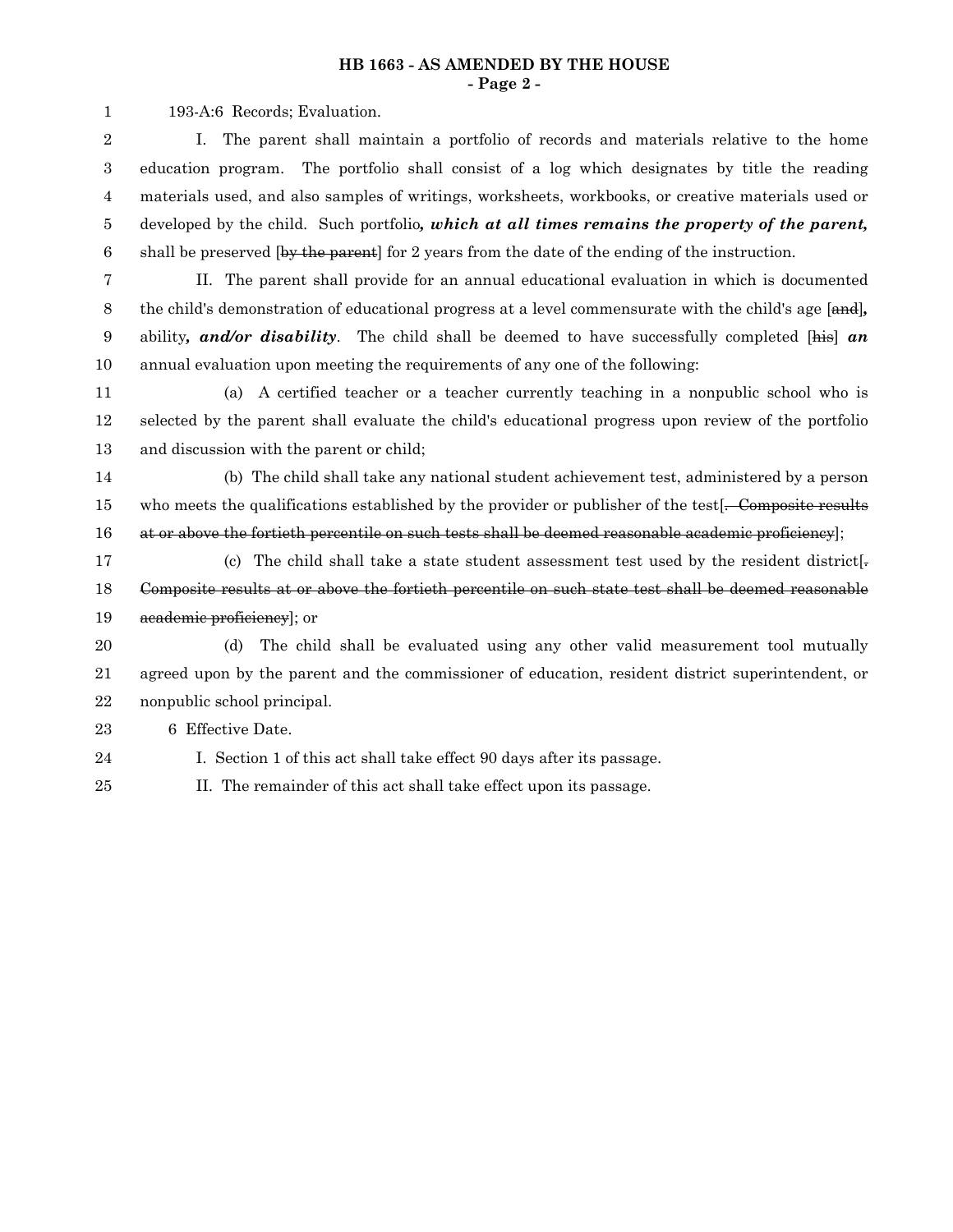193-A:6 Records; Evaluation.

I. The parent shall maintain a portfolio of records and materials relative to the home education program. The portfolio shall consist of a log which designates by title the reading materials used, and also samples of writings, worksheets, workbooks, or creative materials used or developed by the child. Such portfolio***, which at all times remains the property of the parent,*** shall be preserved [~~by the parent~~] for 2 years from the date of the ending of the instruction.

II. The parent shall provide for an annual educational evaluation in which is documented the child's demonstration of educational progress at a level commensurate with the child's age [~~and~~]***,*** ability***, and/or disability***. The child shall be deemed to have successfully completed [~~his~~] ***an*** annual evaluation upon meeting the requirements of any one of the following:

(a) A certified teacher or a teacher currently teaching in a nonpublic school who is selected by the parent shall evaluate the child's educational progress upon review of the portfolio and discussion with the parent or child;

(b) The child shall take any national student achievement test, administered by a person who meets the qualifications established by the provider or publisher of the test[~~. Composite results at or above the fortieth percentile on such tests shall be deemed reasonable academic proficiency~~];

(c) The child shall take a state student assessment test used by the resident district[~~. Composite results at or above the fortieth percentile on such state test shall be deemed reasonable academic proficiency~~]; or

(d) The child shall be evaluated using any other valid measurement tool mutually agreed upon by the parent and the commissioner of education, resident district superintendent, or nonpublic school principal.

6 Effective Date.

I. Section 1 of this act shall take effect 90 days after its passage.

II. The remainder of this act shall take effect upon its passage.